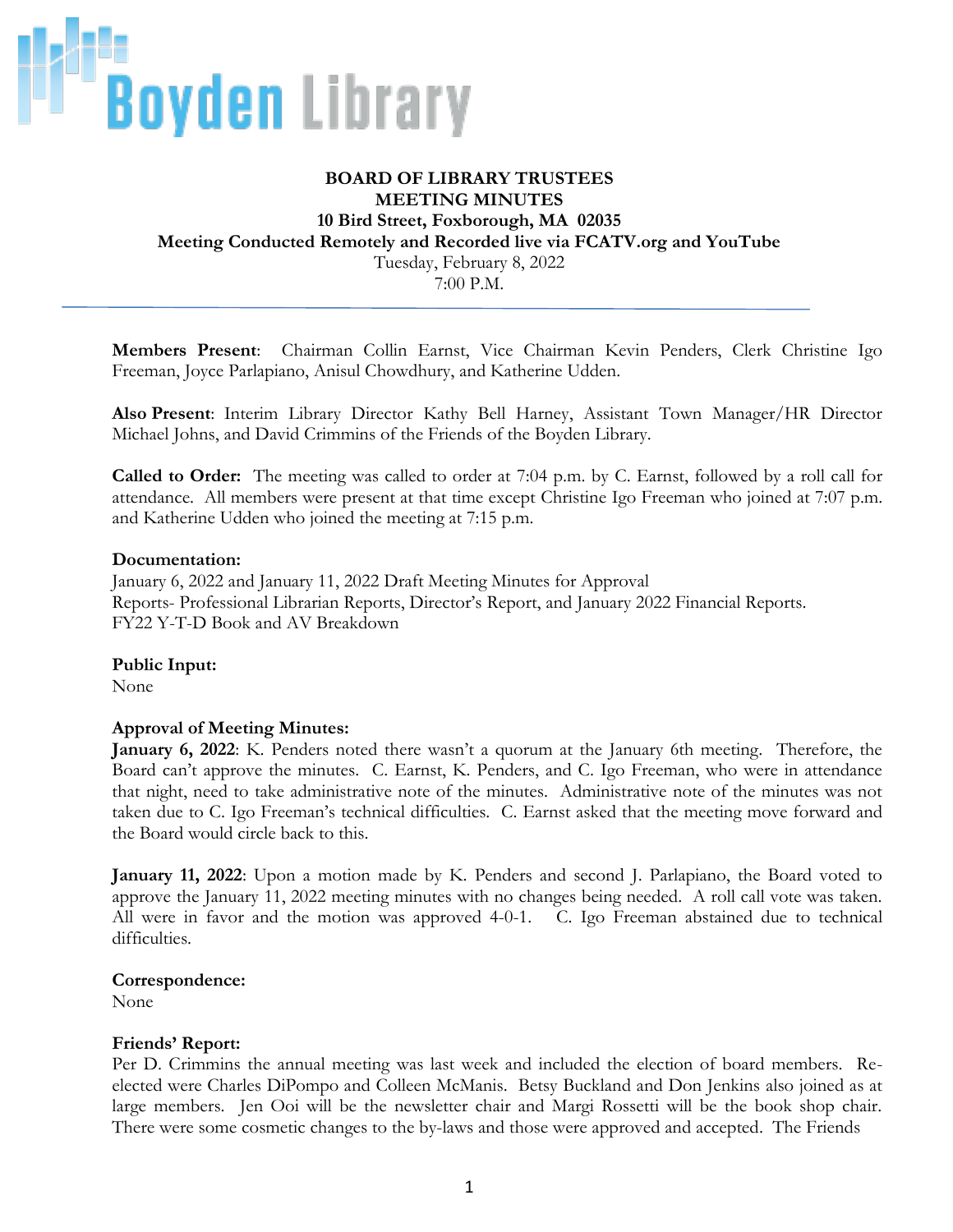Boyden Library

**BOARD OF LIBRARY TRUSTEES**
**MEETING MINUTES**
**10 Bird Street, Foxborough, MA 02035**
**Meeting Conducted Remotely and Recorded live via FCATV.org and YouTube**
Tuesday, February 8, 2022
7:00 P.M.

---

**Members Present**: Chairman Collin Earnst, Vice Chairman Kevin Penders, Clerk Christine Igo Freeman, Joyce Parlapiano, Anisul Chowdhury, and Katherine Udden.

**Also Present**: Interim Library Director Kathy Bell Harney, Assistant Town Manager/HR Director Michael Johns, and David Crimmins of the Friends of the Boyden Library.

**Called to Order:** The meeting was called to order at 7:04 p.m. by C. Earnst, followed by a roll call for attendance. All members were present at that time except Christine Igo Freeman who joined at 7:07 p.m. and Katherine Udden who joined the meeting at 7:15 p.m.

**Documentation:**
January 6, 2022 and January 11, 2022 Draft Meeting Minutes for Approval
Reports- Professional Librarian Reports, Director's Report, and January 2022 Financial Reports.
FY22 Y-T-D Book and AV Breakdown

**Public Input:**
None

**Approval of Meeting Minutes:**
**January 6, 2022**: K. Penders noted there wasn't a quorum at the January 6th meeting. Therefore, the Board can't approve the minutes. C. Earnst, K. Penders, and C. Igo Freeman, who were in attendance that night, need to take administrative note of the minutes. Administrative note of the minutes was not taken due to C. Igo Freeman's technical difficulties. C. Earnst asked that the meeting move forward and the Board would circle back to this.

**January 11, 2022**: Upon a motion made by K. Penders and second J. Parlapiano, the Board voted to approve the January 11, 2022 meeting minutes with no changes being needed. A roll call vote was taken. All were in favor and the motion was approved 4-0-1. C. Igo Freeman abstained due to technical difficulties.

**Correspondence:**
None

**Friends' Report:**
Per D. Crimmins the annual meeting was last week and included the election of board members. Re-elected were Charles DiPompo and Colleen McManis. Betsy Buckland and Don Jenkins also joined as at large members. Jen Ooi will be the newsletter chair and Margi Rossetti will be the book shop chair. There were some cosmetic changes to the by-laws and those were approved and accepted. The Friends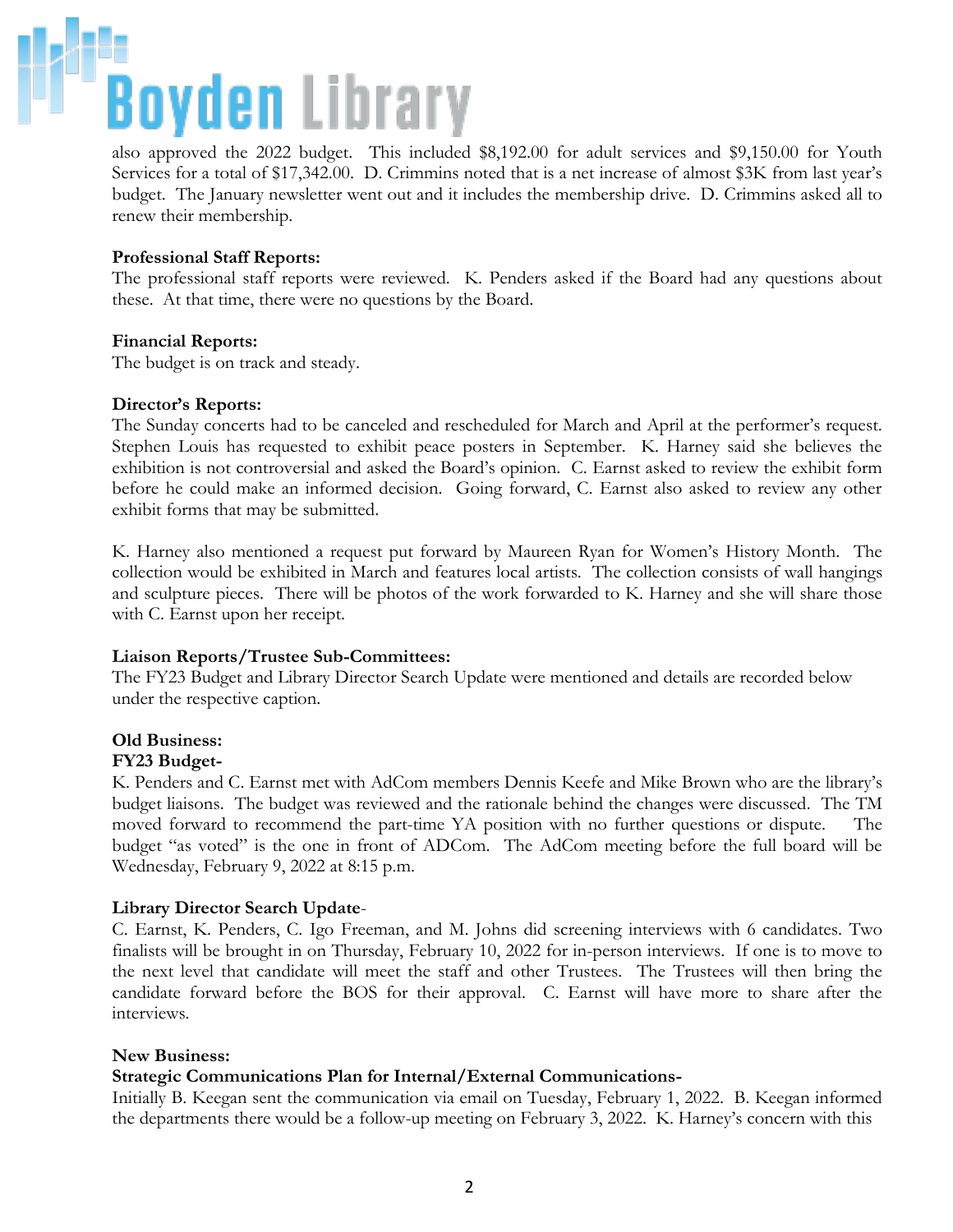also approved the 2022 budget. This included $8,192.00 for adult services and $9,150.00 for Youth Services for a total of $17,342.00. D. Crimmins noted that is a net increase of almost $3K from last year's budget. The January newsletter went out and it includes the membership drive. D. Crimmins asked all to renew their membership.

**Professional Staff Reports:**
The professional staff reports were reviewed. K. Penders asked if the Board had any questions about these. At that time, there were no questions by the Board.

**Financial Reports:**
The budget is on track and steady.

**Director's Reports:**
The Sunday concerts had to be canceled and rescheduled for March and April at the performer's request. Stephen Louis has requested to exhibit peace posters in September. K. Harney said she believes the exhibition is not controversial and asked the Board's opinion. C. Earnst asked to review the exhibit form before he could make an informed decision. Going forward, C. Earnst also asked to review any other exhibit forms that may be submitted.

K. Harney also mentioned a request put forward by Maureen Ryan for Women's History Month. The collection would be exhibited in March and features local artists. The collection consists of wall hangings and sculpture pieces. There will be photos of the work forwarded to K. Harney and she will share those with C. Earnst upon her receipt.

**Liaison Reports/Trustee Sub-Committees:**
The FY23 Budget and Library Director Search Update were mentioned and details are recorded below under the respective caption.

**Old Business:**

**FY23 Budget-**
K. Penders and C. Earnst met with AdCom members Dennis Keefe and Mike Brown who are the library's budget liaisons. The budget was reviewed and the rationale behind the changes were discussed. The TM moved forward to recommend the part-time YA position with no further questions or dispute. The budget "as voted" is the one in front of ADCom. The AdCom meeting before the full board will be Wednesday, February 9, 2022 at 8:15 p.m.

**Library Director Search Update**-
C. Earnst, K. Penders, C. Igo Freeman, and M. Johns did screening interviews with 6 candidates. Two finalists will be brought in on Thursday, February 10, 2022 for in-person interviews. If one is to move to the next level that candidate will meet the staff and other Trustees. The Trustees will then bring the candidate forward before the BOS for their approval. C. Earnst will have more to share after the interviews.

**New Business:**

**Strategic Communications Plan for Internal/External Communications-**
Initially B. Keegan sent the communication via email on Tuesday, February 1, 2022. B. Keegan informed the departments there would be a follow-up meeting on February 3, 2022. K. Harney's concern with this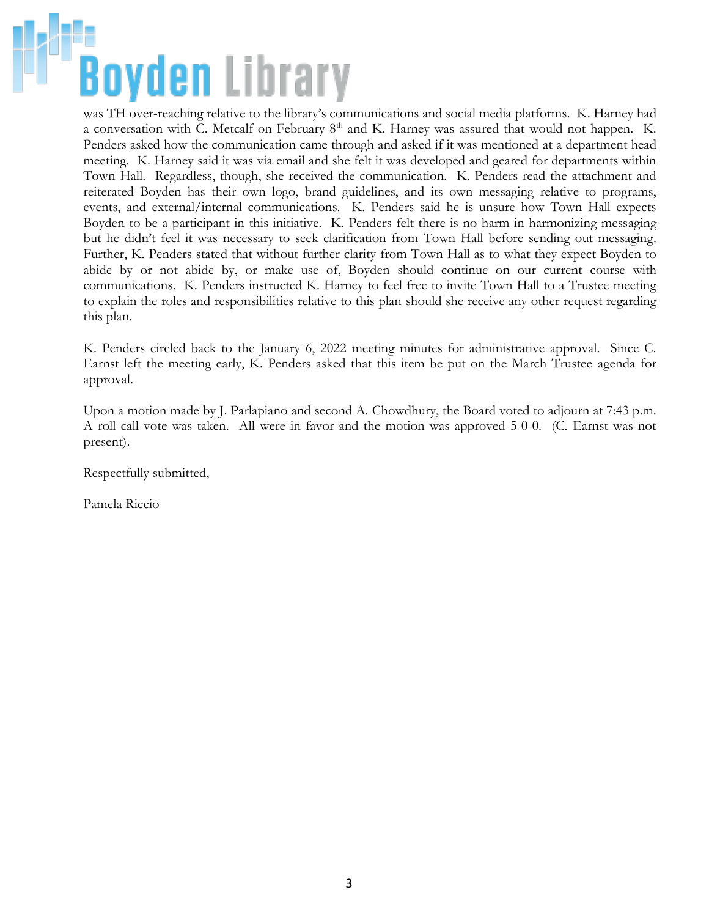was TH over-reaching relative to the library's communications and social media platforms. K. Harney had a conversation with C. Metcalf on February 8th and K. Harney was assured that would not happen. K. Penders asked how the communication came through and asked if it was mentioned at a department head meeting. K. Harney said it was via email and she felt it was developed and geared for departments within Town Hall. Regardless, though, she received the communication. K. Penders read the attachment and reiterated Boyden has their own logo, brand guidelines, and its own messaging relative to programs, events, and external/internal communications. K. Penders said he is unsure how Town Hall expects Boyden to be a participant in this initiative. K. Penders felt there is no harm in harmonizing messaging but he didn't feel it was necessary to seek clarification from Town Hall before sending out messaging. Further, K. Penders stated that without further clarity from Town Hall as to what they expect Boyden to abide by or not abide by, or make use of, Boyden should continue on our current course with communications. K. Penders instructed K. Harney to feel free to invite Town Hall to a Trustee meeting to explain the roles and responsibilities relative to this plan should she receive any other request regarding this plan.

K. Penders circled back to the January 6, 2022 meeting minutes for administrative approval. Since C. Earnst left the meeting early, K. Penders asked that this item be put on the March Trustee agenda for approval.

Upon a motion made by J. Parlapiano and second A. Chowdhury, the Board voted to adjourn at 7:43 p.m. A roll call vote was taken. All were in favor and the motion was approved 5-0-0. (C. Earnst was not present).

Respectfully submitted,

Pamela Riccio